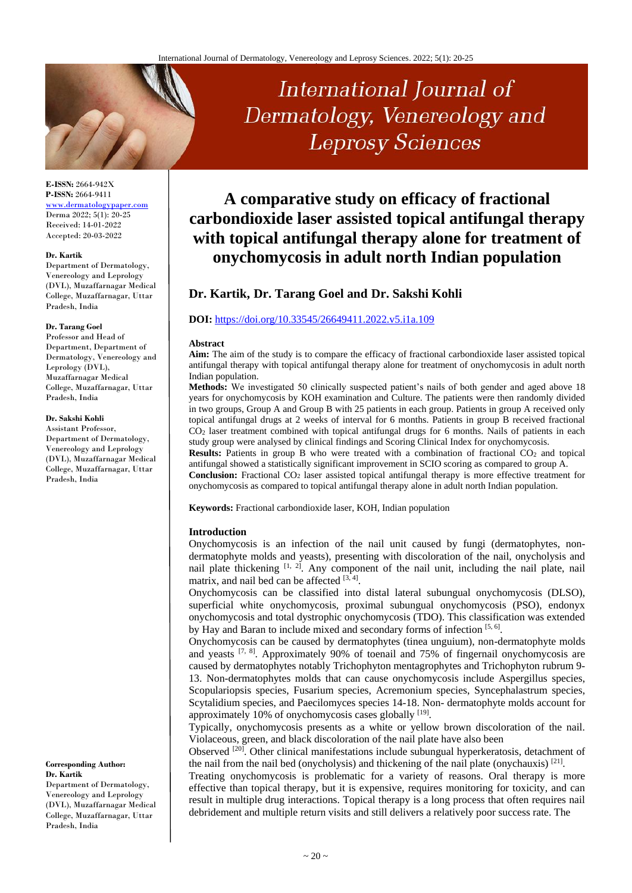# A comparative study on efficacy of fractional carbondioxide laser assisted topical antifungal therapy with topical antifungal therapy alone for treatment of onychomycosis in adult north Indian population

**Dr. Kartik, Dr. Tarang Goel and Dr. Sakshi Kohli**

**DOI:** https://doi.org/10.33545/26649411.2022.v5.i1a.109

**E-ISSN:** 2664-942X
**P-ISSN:** 2664-9411
www.dermatologypaper.com
Derma 2022; 5(1): 20-25
Received: 14-01-2022
Accepted: 20-03-2022

**Dr. Kartik**
Department of Dermatology, Venereology and Leprology (DVL), Muzaffarnagar Medical College, Muzaffarnagar, Uttar Pradesh, India

**Dr. Tarang Goel**
Professor and Head of Department, Department of Dermatology, Venereology and Leprology (DVL), Muzaffarnagar Medical College, Muzaffarnagar, Uttar Pradesh, India

**Dr. Sakshi Kohli**
Assistant Professor, Department of Dermatology, Venereology and Leprology (DVL), Muzaffarnagar Medical College, Muzaffarnagar, Uttar Pradesh, India

**Corresponding Author:**
**Dr. Kartik**
Department of Dermatology, Venereology and Leprology (DVL), Muzaffarnagar Medical College, Muzaffarnagar, Uttar Pradesh, India

### Abstract

**Aim:** The aim of the study is to compare the efficacy of fractional carbondioxide laser assisted topical antifungal therapy with topical antifungal therapy alone for treatment of onychomycosis in adult north Indian population.

**Methods:** We investigated 50 clinically suspected patient's nails of both gender and aged above 18 years for onychomycosis by KOH examination and Culture. The patients were then randomly divided in two groups, Group A and Group B with 25 patients in each group. Patients in group A received only topical antifungal drugs at 2 weeks of interval for 6 months. Patients in group B received fractional $CO_2$ laser treatment combined with topical antifungal drugs for 6 months. Nails of patients in each study group were analysed by clinical findings and Scoring Clinical Index for onychomycosis.

**Results:** Patients in group B who were treated with a combination of fractional $CO_2$ and topical antifungal showed a statistically significant improvement in SCIO scoring as compared to group A.

**Conclusion:** Fractional $CO_2$ laser assisted topical antifungal therapy is more effective treatment for onychomycosis as compared to topical antifungal therapy alone in adult north Indian population.

**Keywords:** Fractional carbondioxide laser, KOH, Indian population

### Introduction

Onychomycosis is an infection of the nail unit caused by fungi (dermatophytes, non-dermatophyte molds and yeasts), presenting with discoloration of the nail, onycholysis and nail plate thickening [1, 2]. Any component of the nail unit, including the nail plate, nail matrix, and nail bed can be affected [3, 4].

Onychomycosis can be classified into distal lateral subungual onychomycosis (DLSO), superficial white onychomycosis, proximal subungual onychomycosis (PSO), endonyx onychomycosis and total dystrophic onychomycosis (TDO). This classification was extended by Hay and Baran to include mixed and secondary forms of infection [5, 6].

Onychomycosis can be caused by dermatophytes (tinea unguium), non-dermatophyte molds and yeasts [7, 8]. Approximately 90% of toenail and 75% of fingernail onychomycosis are caused by dermatophytes notably Trichophyton mentagrophytes and Trichophyton rubrum 9-13. Non-dermatophytes molds that can cause onychomycosis include Aspergillus species, Scopulariopsis species, Fusarium species, Acremonium species, Syncephalastrum species, Scytalidium species, and Paecilomyces species 14-18. Non- dermatophyte molds account for approximately 10% of onychomycosis cases globally [19].

Typically, onychomycosis presents as a white or yellow brown discoloration of the nail. Violaceous, green, and black discoloration of the nail plate have also been Observed [20]. Other clinical manifestations include subungual hyperkeratosis, detachment of the nail from the nail bed (onycholysis) and thickening of the nail plate (onychauxis) [21].

Treating onychomycosis is problematic for a variety of reasons. Oral therapy is more effective than topical therapy, but it is expensive, requires monitoring for toxicity, and can result in multiple drug interactions. Topical therapy is a long process that often requires nail debridement and multiple return visits and still delivers a relatively poor success rate. The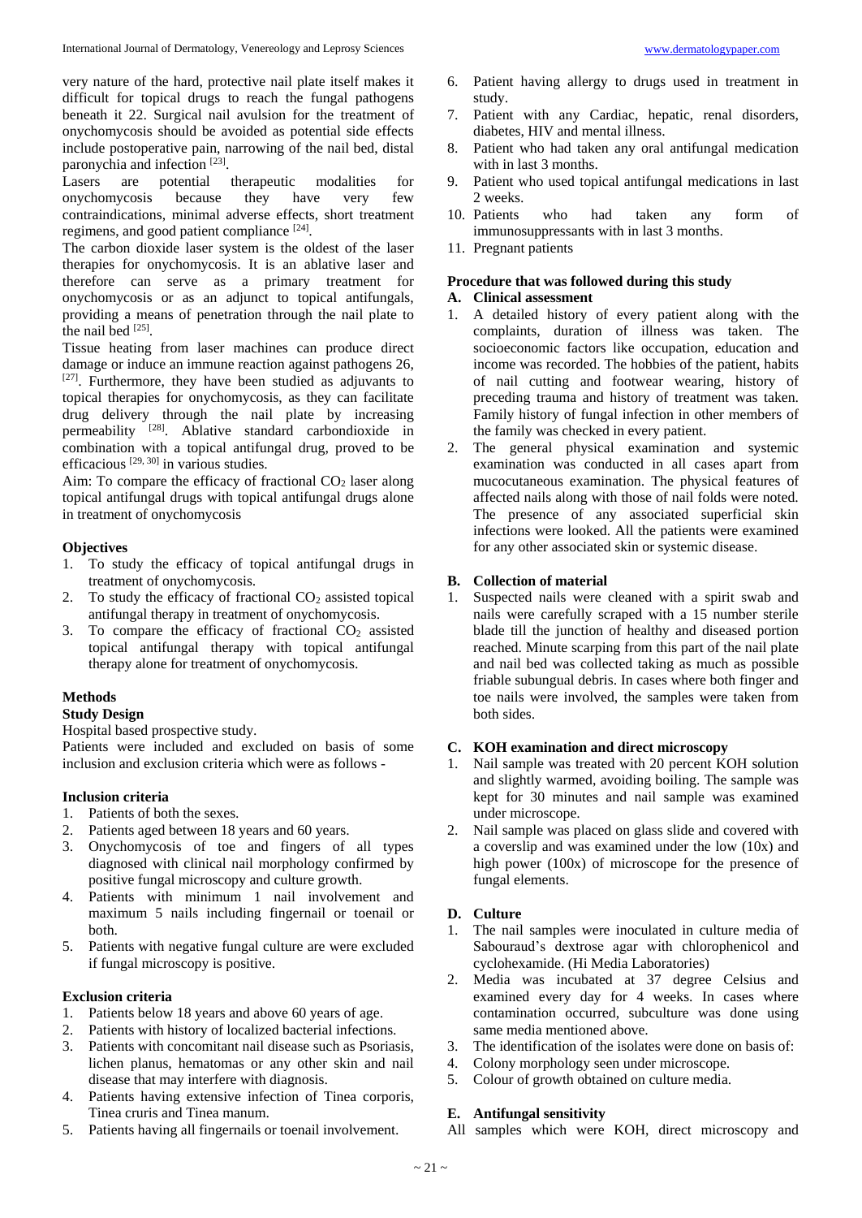very nature of the hard, protective nail plate itself makes it difficult for topical drugs to reach the fungal pathogens beneath it 22. Surgical nail avulsion for the treatment of onychomycosis should be avoided as potential side effects include postoperative pain, narrowing of the nail bed, distal paronychia and infection [23].

Lasers are potential therapeutic modalities for onychomycosis because they have very few contraindications, minimal adverse effects, short treatment regimens, and good patient compliance [24].

The carbon dioxide laser system is the oldest of the laser therapies for onychomycosis. It is an ablative laser and therefore can serve as a primary treatment for onychomycosis or as an adjunct to topical antifungals, providing a means of penetration through the nail plate to the nail bed [25].

Tissue heating from laser machines can produce direct damage or induce an immune reaction against pathogens 26, [27]. Furthermore, they have been studied as adjuvants to topical therapies for onychomycosis, as they can facilitate drug delivery through the nail plate by increasing permeability [28]. Ablative standard carbondioxide in combination with a topical antifungal drug, proved to be efficacious [29, 30] in various studies.

Aim: To compare the efficacy of fractional $CO_2$ laser along topical antifungal drugs with topical antifungal drugs alone in treatment of onychomycosis

**Objectives**

1. To study the efficacy of topical antifungal drugs in treatment of onychomycosis.
2. To study the efficacy of fractional $CO_2$ assisted topical antifungal therapy in treatment of onychomycosis.
3. To compare the efficacy of fractional $CO_2$ assisted topical antifungal therapy with topical antifungal therapy alone for treatment of onychomycosis.

**Methods**

**Study Design**

Hospital based prospective study.

Patients were included and excluded on basis of some inclusion and exclusion criteria which were as follows -

**Inclusion criteria**

1. Patients of both the sexes.
2. Patients aged between 18 years and 60 years.
3. Onychomycosis of toe and fingers of all types diagnosed with clinical nail morphology confirmed by positive fungal microscopy and culture growth.
4. Patients with minimum 1 nail involvement and maximum 5 nails including fingernail or toenail or both.
5. Patients with negative fungal culture are were excluded if fungal microscopy is positive.

**Exclusion criteria**

1. Patients below 18 years and above 60 years of age.
2. Patients with history of localized bacterial infections.
3. Patients with concomitant nail disease such as Psoriasis, lichen planus, hematomas or any other skin and nail disease that may interfere with diagnosis.
4. Patients having extensive infection of Tinea corporis, Tinea cruris and Tinea manum.
5. Patients having all fingernails or toenail involvement.
6. Patient having allergy to drugs used in treatment in study.
7. Patient with any Cardiac, hepatic, renal disorders, diabetes, HIV and mental illness.
8. Patient who had taken any oral antifungal medication with in last 3 months.
9. Patient who used topical antifungal medications in last 2 weeks.
10. Patients who had taken any form of immunosuppressants with in last 3 months.
11. Pregnant patients

**Procedure that was followed during this study**

**A. Clinical assessment**

1. A detailed history of every patient along with the complaints, duration of illness was taken. The socioeconomic factors like occupation, education and income was recorded. The hobbies of the patient, habits of nail cutting and footwear wearing, history of preceding trauma and history of treatment was taken. Family history of fungal infection in other members of the family was checked in every patient.
2. The general physical examination and systemic examination was conducted in all cases apart from mucocutaneous examination. The physical features of affected nails along with those of nail folds were noted. The presence of any associated superficial skin infections were looked. All the patients were examined for any other associated skin or systemic disease.

**B. Collection of material**

1. Suspected nails were cleaned with a spirit swab and nails were carefully scraped with a 15 number sterile blade till the junction of healthy and diseased portion reached. Minute scarping from this part of the nail plate and nail bed was collected taking as much as possible friable subungual debris. In cases where both finger and toe nails were involved, the samples were taken from both sides.

**C. KOH examination and direct microscopy**

1. Nail sample was treated with 20 percent KOH solution and slightly warmed, avoiding boiling. The sample was kept for 30 minutes and nail sample was examined under microscope.
2. Nail sample was placed on glass slide and covered with a coverslip and was examined under the low (10x) and high power (100x) of microscope for the presence of fungal elements.

**D. Culture**

1. The nail samples were inoculated in culture media of Sabouraud's dextrose agar with chlorophenicol and cyclohexamide. (Hi Media Laboratories)
2. Media was incubated at 37 degree Celsius and examined every day for 4 weeks. In cases where contamination occurred, subculture was done using same media mentioned above.
3. The identification of the isolates were done on basis of:
4. Colony morphology seen under microscope.
5. Colour of growth obtained on culture media.

**E. Antifungal sensitivity**

All samples which were KOH, direct microscopy and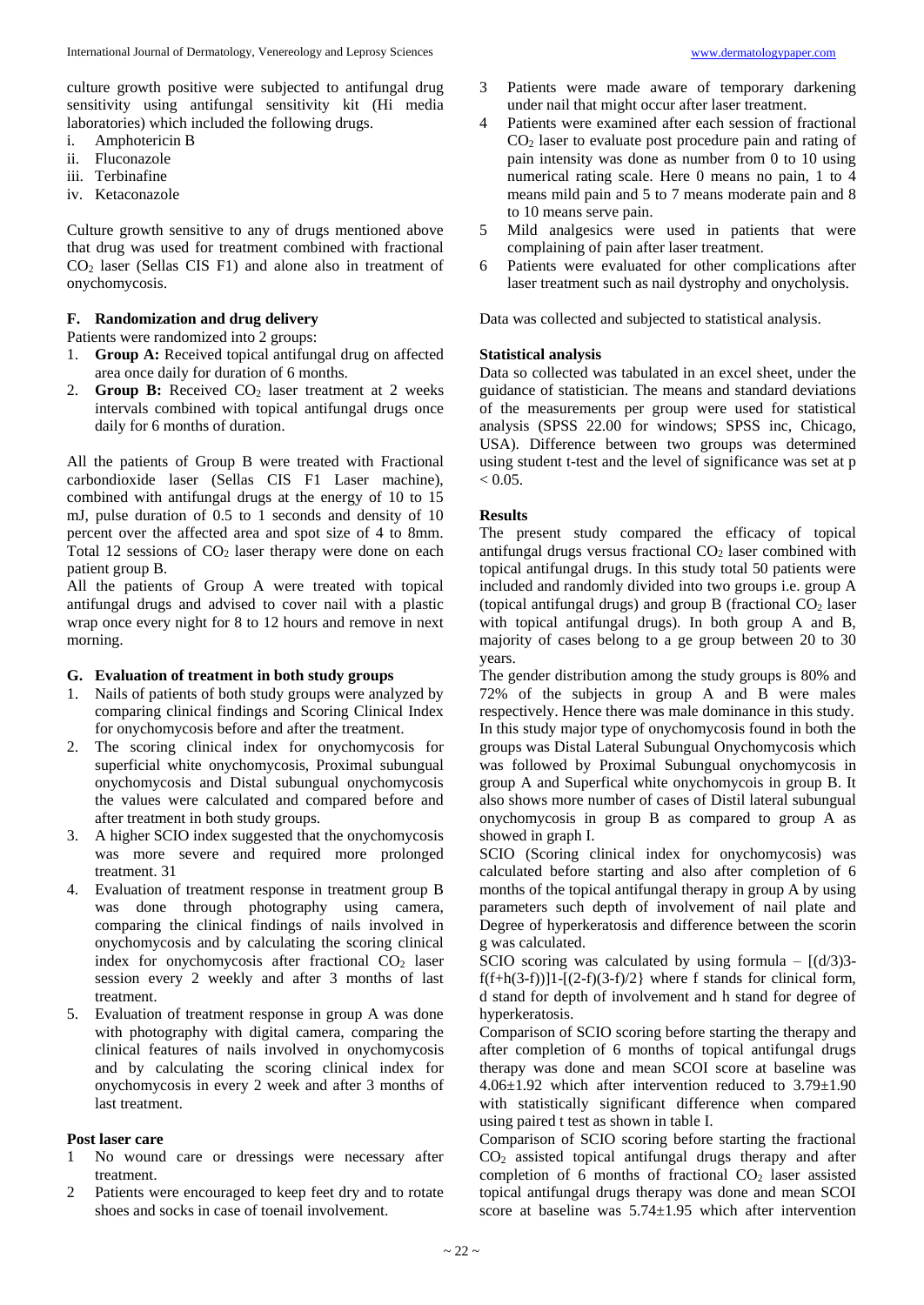culture growth positive were subjected to antifungal drug sensitivity using antifungal sensitivity kit (Hi media laboratories) which included the following drugs.

i. Amphotericin B
ii. Fluconazole
iii. Terbinafine
iv. Ketaconazole

Culture growth sensitive to any of drugs mentioned above that drug was used for treatment combined with fractional $CO_2$ laser (Sellas CIS F1) and alone also in treatment of onychomycosis.

### F. Randomization and drug delivery

Patients were randomized into 2 groups:

1. **Group A:** Received topical antifungal drug on affected area once daily for duration of 6 months.
2. **Group B:** Received $CO_2$ laser treatment at 2 weeks intervals combined with topical antifungal drugs once daily for 6 months of duration.

All the patients of Group B were treated with Fractional carbondioxide laser (Sellas CIS F1 Laser machine), combined with antifungal drugs at the energy of 10 to 15 mJ, pulse duration of 0.5 to 1 seconds and density of 10 percent over the affected area and spot size of 4 to 8mm. Total 12 sessions of $CO_2$ laser therapy were done on each patient group B.

All the patients of Group A were treated with topical antifungal drugs and advised to cover nail with a plastic wrap once every night for 8 to 12 hours and remove in next morning.

### G. Evaluation of treatment in both study groups

1. Nails of patients of both study groups were analyzed by comparing clinical findings and Scoring Clinical Index for onychomycosis before and after the treatment.
2. The scoring clinical index for onychomycosis for superficial white onychomycosis, Proximal subungual onychomycosis and Distal subungual onychomycosis the values were calculated and compared before and after treatment in both study groups.
3. A higher SCIO index suggested that the onychomycosis was more severe and required more prolonged treatment. 31
4. Evaluation of treatment response in treatment group B was done through photography using camera, comparing the clinical findings of nails involved in onychomycosis and by calculating the scoring clinical index for onychomycosis after fractional $CO_2$ laser session every 2 weekly and after 3 months of last treatment.
5. Evaluation of treatment response in group A was done with photography with digital camera, comparing the clinical features of nails involved in onychomycosis and by calculating the scoring clinical index for onychomycosis in every 2 week and after 3 months of last treatment.

### Post laser care

1. No wound care or dressings were necessary after treatment.
2. Patients were encouraged to keep feet dry and to rotate shoes and socks in case of toenail involvement.
3. Patients were made aware of temporary darkening under nail that might occur after laser treatment.
4. Patients were examined after each session of fractional $CO_2$ laser to evaluate post procedure pain and rating of pain intensity was done as number from 0 to 10 using numerical rating scale. Here 0 means no pain, 1 to 4 means mild pain and 5 to 7 means moderate pain and 8 to 10 means serve pain.
5. Mild analgesics were used in patients that were complaining of pain after laser treatment.
6. Patients were evaluated for other complications after laser treatment such as nail dystrophy and onycholysis.

Data was collected and subjected to statistical analysis.

### Statistical analysis

Data so collected was tabulated in an excel sheet, under the guidance of statistician. The means and standard deviations of the measurements per group were used for statistical analysis (SPSS 22.00 for windows; SPSS inc, Chicago, USA). Difference between two groups was determined using student t-test and the level of significance was set at $p < 0.05$.

### Results

The present study compared the efficacy of topical antifungal drugs versus fractional $CO_2$ laser combined with topical antifungal drugs. In this study total 50 patients were included and randomly divided into two groups i.e. group A (topical antifungal drugs) and group B (fractional $CO_2$ laser with topical antifungal drugs). In both group A and B, majority of cases belong to a ge group between 20 to 30 years.

The gender distribution among the study groups is 80% and 72% of the subjects in group A and B were males respectively. Hence there was male dominance in this study. In this study major type of onychomycosis found in both the groups was Distal Lateral Subungual Onychomycosis which was followed by Proximal Subungual onychomycosis in group A and Superfical white onychomycosis in group B. It also shows more number of cases of Distil lateral subungual onychomycosis in group B as compared to group A as showed in graph I.

SCIO (Scoring clinical index for onychomycosis) was calculated before starting and also after completion of 6 months of the topical antifungal therapy in group A by using parameters such depth of involvement of nail plate and Degree of hyperkeratosis and difference between the scorin g was calculated.

SCIO scoring was calculated by using formula – $[(d/3)3\text{-}f(f+h(3\text{-}f))]1\text{-}[(2\text{-}f)(3\text{-}f)/2\}$ where f stands for clinical form, d stand for depth of involvement and h stand for degree of hyperkeratosis.

Comparison of SCIO scoring before starting the therapy and after completion of 6 months of topical antifungal drugs therapy was done and mean SCOI score at baseline was 4.06±1.92 which after intervention reduced to 3.79±1.90 with statistically significant difference when compared using paired t test as shown in table I.

Comparison of SCIO scoring before starting the fractional $CO_2$ assisted topical antifungal drugs therapy and after completion of 6 months of fractional $CO_2$ laser assisted topical antifungal drugs therapy was done and mean SCOI score at baseline was 5.74±1.95 which after intervention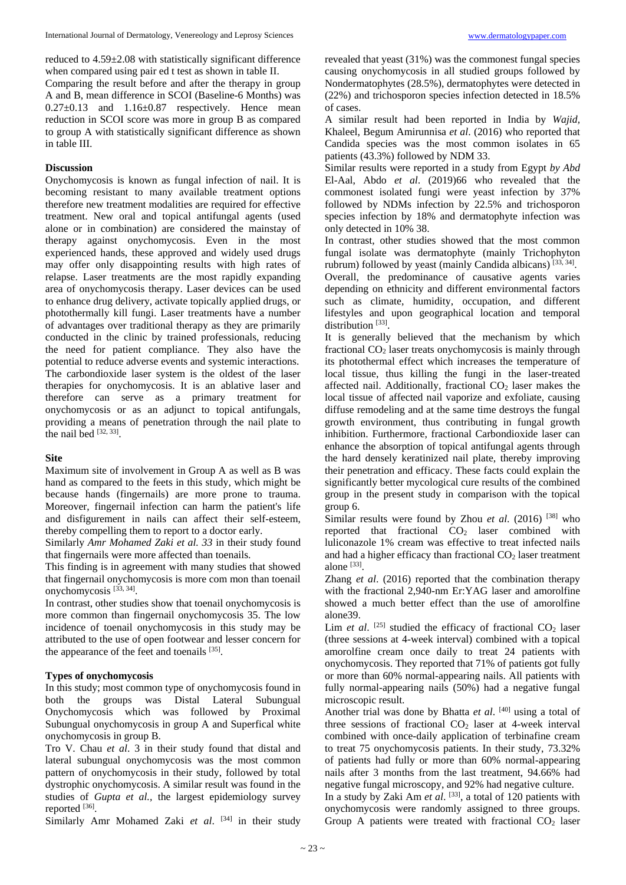reduced to 4.59±2.08 with statistically significant difference when compared using pair ed t test as shown in table II.

Comparing the result before and after the therapy in group A and B, mean difference in SCOI (Baseline-6 Months) was 0.27±0.13 and 1.16±0.87 respectively. Hence mean reduction in SCOI score was more in group B as compared to group A with statistically significant difference as shown in table III.

## Discussion

Onychomycosis is known as fungal infection of nail. It is becoming resistant to many available treatment options therefore new treatment modalities are required for effective treatment. New oral and topical antifungal agents (used alone or in combination) are considered the mainstay of therapy against onychomycosis. Even in the most experienced hands, these approved and widely used drugs may offer only disappointing results with high rates of relapse. Laser treatments are the most rapidly expanding area of onychomycosis therapy. Laser devices can be used to enhance drug delivery, activate topically applied drugs, or photothermally kill fungi. Laser treatments have a number of advantages over traditional therapy as they are primarily conducted in the clinic by trained professionals, reducing the need for patient compliance. They also have the potential to reduce adverse events and systemic interactions. The carbondioxide laser system is the oldest of the laser therapies for onychomycosis. It is an ablative laser and therefore can serve as a primary treatment for onychomycosis or as an adjunct to topical antifungals, providing a means of penetration through the nail plate to the nail bed [32, 33].

### Site

Maximum site of involvement in Group A as well as B was hand as compared to the feets in this study, which might be because hands (fingernails) are more prone to trauma. Moreover, fingernail infection can harm the patient's life and disfigurement in nails can affect their self-esteem, thereby compelling them to report to a doctor early.

Similarly *Amr Mohamed Zaki et al. 33* in their study found that fingernails were more affected than toenails.

This finding is in agreement with many studies that showed that fingernail onychomycosis is more com mon than toenail onychomycosis [33, 34].

In contrast, other studies show that toenail onychomycosis is more common than fingernail onychomycosis 35. The low incidence of toenail onychomycosis in this study may be attributed to the use of open footwear and lesser concern for the appearance of the feet and toenails [35].

### Types of onychomycosis

In this study; most common type of onychomycosis found in both the groups was Distal Lateral Subungual Onychomycosis which was followed by Proximal Subungual onychomycosis in group A and Superfical white onychomycosis in group B.

Tro V. Chau *et al*. 3 in their study found that distal and lateral subungual onychomycosis was the most common pattern of onychomycosis in their study, followed by total dystrophic onychomycosis. A similar result was found in the studies of *Gupta et al.*, the largest epidemiology survey reported [36].

Similarly Amr Mohamed Zaki *et al*. [34] in their study revealed that yeast (31%) was the commonest fungal species causing onychomycosis in all studied groups followed by Nondermatophytes (28.5%), dermatophytes were detected in (22%) and trichosporon species infection detected in 18.5% of cases.

A similar result had been reported in India by *Wajid,* Khaleel, Begum Amirunnisa *et al*. (2016) who reported that Candida species was the most common isolates in 65 patients (43.3%) followed by NDM 33.

Similar results were reported in a study from Egypt *by Abd* El-Aal, Abdo *et al*. (2019)66 who revealed that the commonest isolated fungi were yeast infection by 37% followed by NDMs infection by 22.5% and trichosporon species infection by 18% and dermatophyte infection was only detected in 10% 38.

In contrast, other studies showed that the most common fungal isolate was dermatophyte (mainly Trichophyton rubrum) followed by yeast (mainly Candida albicans) [33, 34].

Overall, the predominance of causative agents varies depending on ethnicity and different environmental factors such as climate, humidity, occupation, and different lifestyles and upon geographical location and temporal distribution [33].

It is generally believed that the mechanism by which fractional $CO_2$ laser treats onychomycosis is mainly through its photothermal effect which increases the temperature of local tissue, thus killing the fungi in the laser-treated affected nail. Additionally, fractional $CO_2$ laser makes the local tissue of affected nail vaporize and exfoliate, causing diffuse remodeling and at the same time destroys the fungal growth environment, thus contributing in fungal growth inhibition. Furthermore, fractional Carbondioxide laser can enhance the absorption of topical antifungal agents through the hard densely keratinized nail plate, thereby improving their penetration and efficacy. These facts could explain the significantly better mycological cure results of the combined group in the present study in comparison with the topical group 6.

Similar results were found by Zhou *et al.* (2016) [38] who reported that fractional $CO_2$ laser combined with luliconazole 1% cream was effective to treat infected nails and had a higher efficacy than fractional $CO_2$ laser treatment alone [33].

Zhang *et al*. (2016) reported that the combination therapy with the fractional 2,940-nm Er:YAG laser and amorolfine showed a much better effect than the use of amorolfine alone39.

Lim *et al*. [25] studied the efficacy of fractional $CO_2$ laser (three sessions at 4-week interval) combined with a topical amorolfine cream once daily to treat 24 patients with onychomycosis. They reported that 71% of patients got fully or more than 60% normal-appearing nails. All patients with fully normal-appearing nails (50%) had a negative fungal microscopic result.

Another trial was done by Bhatta *et al*. [40] using a total of three sessions of fractional $CO_2$ laser at 4-week interval combined with once-daily application of terbinafine cream to treat 75 onychomycosis patients. In their study, 73.32% of patients had fully or more than 60% normal-appearing nails after 3 months from the last treatment, 94.66% had negative fungal microscopy, and 92% had negative culture.

In a study by Zaki Am *et al*. [33], a total of 120 patients with onychomycosis were randomly assigned to three groups. Group A patients were treated with fractional $CO_2$ laser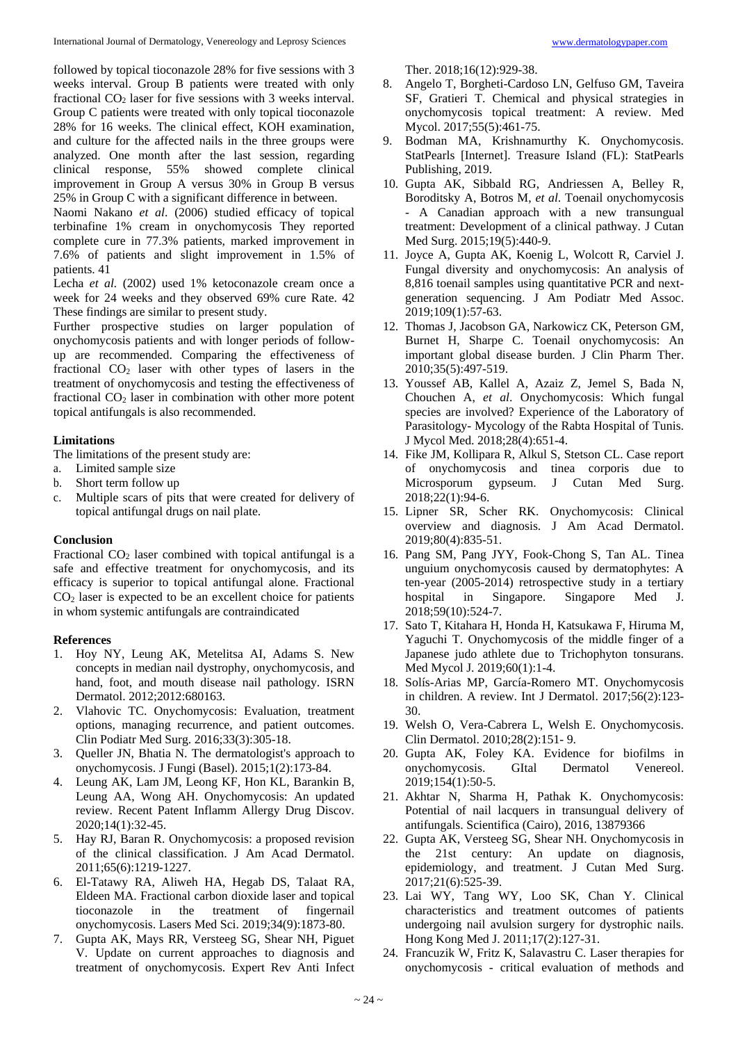followed by topical tioconazole 28% for five sessions with 3 weeks interval. Group B patients were treated with only fractional $CO_2$ laser for five sessions with 3 weeks interval. Group C patients were treated with only topical tioconazole 28% for 16 weeks. The clinical effect, KOH examination, and culture for the affected nails in the three groups were analyzed. One month after the last session, regarding clinical response, 55% showed complete clinical improvement in Group A versus 30% in Group B versus 25% in Group C with a significant difference in between.

Naomi Nakano *et al*. (2006) studied efficacy of topical terbinafine 1% cream in onychomycosis They reported complete cure in 77.3% patients, marked improvement in 7.6% of patients and slight improvement in 1.5% of patients. 41

Lecha *et al.* (2002) used 1% ketoconazole cream once a week for 24 weeks and they observed 69% cure Rate. 42 These findings are similar to present study.

Further prospective studies on larger population of onychomycosis patients and with longer periods of follow-up are recommended. Comparing the effectiveness of fractional $CO_2$ laser with other types of lasers in the treatment of onychomycosis and testing the effectiveness of fractional $CO_2$ laser in combination with other more potent topical antifungals is also recommended.

### Limitations

The limitations of the present study are:

a. Limited sample size
b. Short term follow up
c. Multiple scars of pits that were created for delivery of topical antifungal drugs on nail plate.

### Conclusion

Fractional $CO_2$ laser combined with topical antifungal is a safe and effective treatment for onychomycosis, and its efficacy is superior to topical antifungal alone. Fractional $CO_2$ laser is expected to be an excellent choice for patients in whom systemic antifungals are contraindicated

### References

1. Hoy NY, Leung AK, Metelitsa AI, Adams S. New concepts in median nail dystrophy, onychomycosis, and hand, foot, and mouth disease nail pathology. ISRN Dermatol. 2012;2012:680163.
2. Vlahovic TC. Onychomycosis: Evaluation, treatment options, managing recurrence, and patient outcomes. Clin Podiatr Med Surg. 2016;33(3):305-18.
3. Queller JN, Bhatia N. The dermatologist's approach to onychomycosis. J Fungi (Basel). 2015;1(2):173-84.
4. Leung AK, Lam JM, Leong KF, Hon KL, Barankin B, Leung AA, Wong AH. Onychomycosis: An updated review. Recent Patent Inflamm Allergy Drug Discov. 2020;14(1):32-45.
5. Hay RJ, Baran R. Onychomycosis: a proposed revision of the clinical classification. J Am Acad Dermatol. 2011;65(6):1219-1227.
6. El-Tatawy RA, Aliweh HA, Hegab DS, Talaat RA, Eldeen MA. Fractional carbon dioxide laser and topical tioconazole in the treatment of fingernail onychomycosis. Lasers Med Sci. 2019;34(9):1873-80.
7. Gupta AK, Mays RR, Versteeg SG, Shear NH, Piguet V. Update on current approaches to diagnosis and treatment of onychomycosis. Expert Rev Anti Infect Ther. 2018;16(12):929-38.
8. Angelo T, Borgheti-Cardoso LN, Gelfuso GM, Taveira SF, Gratieri T. Chemical and physical strategies in onychomycosis topical treatment: A review. Med Mycol. 2017;55(5):461-75.
9. Bodman MA, Krishnamurthy K. Onychomycosis. StatPearls [Internet]. Treasure Island (FL): StatPearls Publishing, 2019.
10. Gupta AK, Sibbald RG, Andriessen A, Belley R, Boroditsky A, Botros M, *et al.* Toenail onychomycosis - A Canadian approach with a new transungual treatment: Development of a clinical pathway. J Cutan Med Surg. 2015;19(5):440-9.
11. Joyce A, Gupta AK, Koenig L, Wolcott R, Carviel J. Fungal diversity and onychomycosis: An analysis of 8,816 toenail samples using quantitative PCR and next-generation sequencing. J Am Podiatr Med Assoc. 2019;109(1):57-63.
12. Thomas J, Jacobson GA, Narkowicz CK, Peterson GM, Burnet H, Sharpe C. Toenail onychomycosis: An important global disease burden. J Clin Pharm Ther. 2010;35(5):497-519.
13. Youssef AB, Kallel A, Azaiz Z, Jemel S, Bada N, Chouchen A, *et al*. Onychomycosis: Which fungal species are involved? Experience of the Laboratory of Parasitology- Mycology of the Rabta Hospital of Tunis. J Mycol Med. 2018;28(4):651-4.
14. Fike JM, Kollipara R, Alkul S, Stetson CL. Case report of onychomycosis and tinea corporis due to Microsporum gypseum. J Cutan Med Surg. 2018;22(1):94-6.
15. Lipner SR, Scher RK. Onychomycosis: Clinical overview and diagnosis. J Am Acad Dermatol. 2019;80(4):835-51.
16. Pang SM, Pang JYY, Fook-Chong S, Tan AL. Tinea unguium onychomycosis caused by dermatophytes: A ten-year (2005-2014) retrospective study in a tertiary hospital in Singapore. Singapore Med J. 2018;59(10):524-7.
17. Sato T, Kitahara H, Honda H, Katsukawa F, Hiruma M, Yaguchi T. Onychomycosis of the middle finger of a Japanese judo athlete due to Trichophyton tonsurans. Med Mycol J. 2019;60(1):1-4.
18. Solís-Arias MP, García-Romero MT. Onychomycosis in children. A review. Int J Dermatol. 2017;56(2):123-30.
19. Welsh O, Vera-Cabrera L, Welsh E. Onychomycosis. Clin Dermatol. 2010;28(2):151- 9.
20. Gupta AK, Foley KA. Evidence for biofilms in onychomycosis. GItal Dermatol Venereol. 2019;154(1):50-5.
21. Akhtar N, Sharma H, Pathak K. Onychomycosis: Potential of nail lacquers in transungual delivery of antifungals. Scientifica (Cairo), 2016, 13879366
22. Gupta AK, Versteeg SG, Shear NH. Onychomycosis in the 21st century: An update on diagnosis, epidemiology, and treatment. J Cutan Med Surg. 2017;21(6):525-39.
23. Lai WY, Tang WY, Loo SK, Chan Y. Clinical characteristics and treatment outcomes of patients undergoing nail avulsion surgery for dystrophic nails. Hong Kong Med J. 2011;17(2):127-31.
24. Francuzik W, Fritz K, Salavastru C. Laser therapies for onychomycosis - critical evaluation of methods and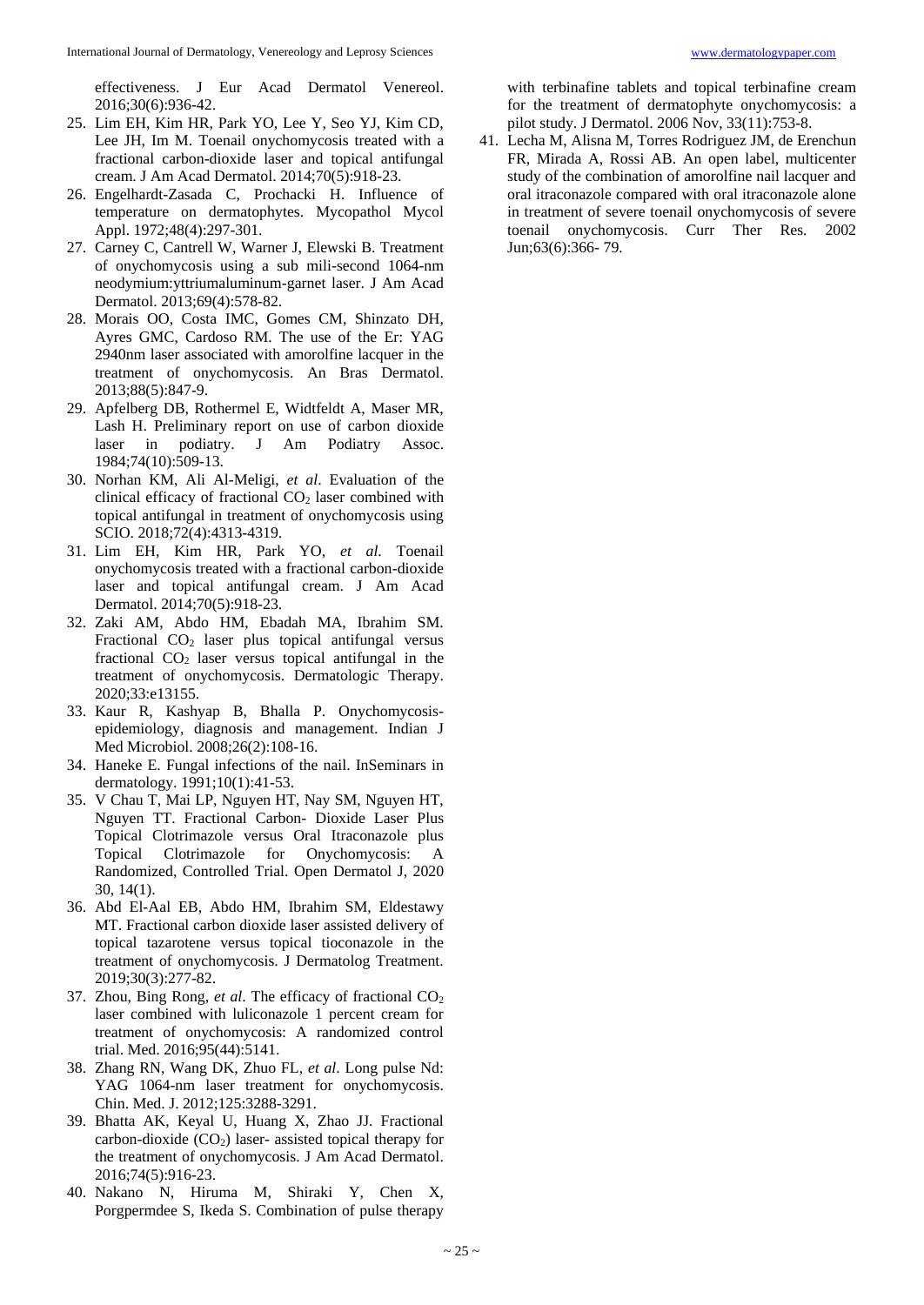effectiveness. J Eur Acad Dermatol Venereol. 2016;30(6):936-42.

25. Lim EH, Kim HR, Park YO, Lee Y, Seo YJ, Kim CD, Lee JH, Im M. Toenail onychomycosis treated with a fractional carbon-dioxide laser and topical antifungal cream. J Am Acad Dermatol. 2014;70(5):918-23.
26. Engelhardt-Zasada C, Prochacki H. Influence of temperature on dermatophytes. Mycopathol Mycol Appl. 1972;48(4):297-301.
27. Carney C, Cantrell W, Warner J, Elewski B. Treatment of onychomycosis using a sub mili-second 1064-nm neodymium:yttriumaluminum-garnet laser. J Am Acad Dermatol. 2013;69(4):578-82.
28. Morais OO, Costa IMC, Gomes CM, Shinzato DH, Ayres GMC, Cardoso RM. The use of the Er: YAG 2940nm laser associated with amorolfine lacquer in the treatment of onychomycosis. An Bras Dermatol. 2013;88(5):847-9.
29. Apfelberg DB, Rothermel E, Widtfeldt A, Maser MR, Lash H. Preliminary report on use of carbon dioxide laser in podiatry. J Am Podiatry Assoc. 1984;74(10):509-13.
30. Norhan KM, Ali Al-Meligi, *et al*. Evaluation of the clinical efficacy of fractional $CO_2$ laser combined with topical antifungal in treatment of onychomycosis using SCIO. 2018;72(4):4313-4319.
31. Lim EH, Kim HR, Park YO, *et al*. Toenail onychomycosis treated with a fractional carbon-dioxide laser and topical antifungal cream. J Am Acad Dermatol. 2014;70(5):918-23.
32. Zaki AM, Abdo HM, Ebadah MA, Ibrahim SM. Fractional $CO_2$ laser plus topical antifungal versus fractional $CO_2$ laser versus topical antifungal in the treatment of onychomycosis. Dermatologic Therapy. 2020;33:e13155.
33. Kaur R, Kashyap B, Bhalla P. Onychomycosis-epidemiology, diagnosis and management. Indian J Med Microbiol. 2008;26(2):108-16.
34. Haneke E. Fungal infections of the nail. InSeminars in dermatology. 1991;10(1):41-53.
35. V Chau T, Mai LP, Nguyen HT, Nay SM, Nguyen HT, Nguyen TT. Fractional Carbon- Dioxide Laser Plus Topical Clotrimazole versus Oral Itraconazole plus Topical Clotrimazole for Onychomycosis: A Randomized, Controlled Trial. Open Dermatol J, 2020 30, 14(1).
36. Abd El-Aal EB, Abdo HM, Ibrahim SM, Eldestawy MT. Fractional carbon dioxide laser assisted delivery of topical tazarotene versus topical tioconazole in the treatment of onychomycosis. J Dermatolog Treatment. 2019;30(3):277-82.
37. Zhou, Bing Rong, *et al*. The efficacy of fractional $CO_2$ laser combined with luliconazole 1 percent cream for treatment of onychomycosis: A randomized control trial. Med. 2016;95(44):5141.
38. Zhang RN, Wang DK, Zhuo FL, *et al*. Long pulse Nd: YAG 1064-nm laser treatment for onychomycosis. Chin. Med. J. 2012;125:3288-3291.
39. Bhatta AK, Keyal U, Huang X, Zhao JJ. Fractional carbon-dioxide ($CO_2$) laser- assisted topical therapy for the treatment of onychomycosis. J Am Acad Dermatol. 2016;74(5):916-23.
40. Nakano N, Hiruma M, Shiraki Y, Chen X, Porgpermdee S, Ikeda S. Combination of pulse therapy with terbinafine tablets and topical terbinafine cream for the treatment of dermatophyte onychomycosis: a pilot study. J Dermatol. 2006 Nov, 33(11):753-8.
41. Lecha M, Alisna M, Torres Rodriguez JM, de Erenchun FR, Mirada A, Rossi AB. An open label, multicenter study of the combination of amorolfine nail lacquer and oral itraconazole compared with oral itraconazole alone in treatment of severe toenail onychomycosis of severe toenail onychomycosis. Curr Ther Res. 2002 Jun;63(6):366- 79.